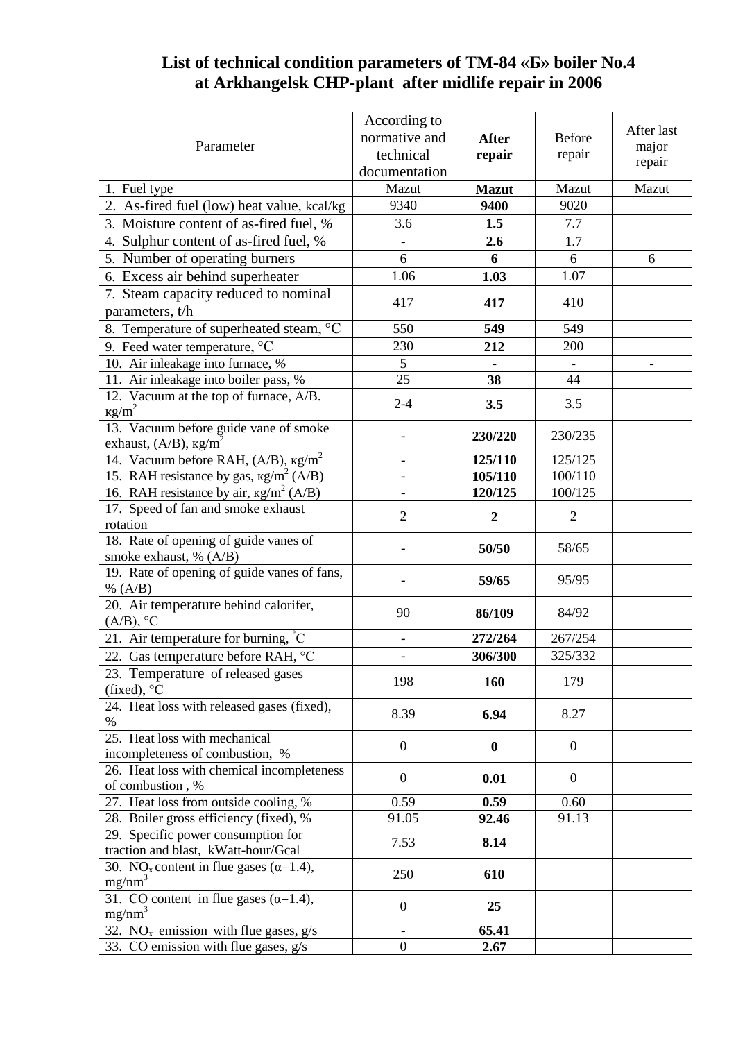# List of technical condition parameters of TM-84 «Б» boiler No.4 at Arkhangelsk CHP-plant after midlife repair in 2006

| Parameter | According to normative and technical documentation | **After repair** | Before repair | After last major repair |
|---|---|---|---|---|
| 1. Fuel type | Mazut | **Mazut** | Mazut | Mazut |
| 2. As-fired fuel (low) heat value, kcal/kg | 9340 | **9400** | 9020 | |
| 3. Moisture content of as-fired fuel, % | 3.6 | **1.5** | 7.7 | |
| 4. Sulphur content of as-fired fuel, % | - | **2.6** | 1.7 | |
| 5. Number of operating burners | 6 | **6** | 6 | 6 |
| 6. Excess air behind superheater | 1.06 | **1.03** | 1.07 | |
| 7. Steam capacity reduced to nominal parameters, t/h | 417 | **417** | 410 | |
| 8. Temperature of superheated steam, °C | 550 | **549** | 549 | |
| 9. Feed water temperature, °C | 230 | **212** | 200 | |
| 10. Air inleakage into furnace, % | 5 | - | - | - |
| 11. Air inleakage into boiler pass, % | 25 | **38** | 44 | |
| 12. Vacuum at the top of furnace, A/B. кg/m$^2$ | 2-4 | **3.5** | 3.5 | |
| 13. Vacuum before guide vane of smoke exhaust, (A/B), кg/m$^2$ | - | **230/220** | 230/235 | |
| 14. Vacuum before RAH, (A/B), кg/m$^2$ | - | **125/110** | 125/125 | |
| 15. RAH resistance by gas, кg/m$^2$ (A/B) | - | **105/110** | 100/110 | |
| 16. RAH resistance by air, кg/m$^2$ (A/B) | - | **120/125** | 100/125 | |
| 17. Speed of fan and smoke exhaust rotation | 2 | **2** | 2 | |
| 18. Rate of opening of guide vanes of smoke exhaust, % (A/B) | - | **50/50** | 58/65 | |
| 19. Rate of opening of guide vanes of fans, % (A/B) | - | **59/65** | 95/95 | |
| 20. Air temperature behind calorifer, (A/B), °C | 90 | **86/109** | 84/92 | |
| 21. Air temperature for burning, °C | - | **272/264** | 267/254 | |
| 22. Gas temperature before RAH, °C | - | **306/300** | 325/332 | |
| 23. Temperature of released gases (fixed), °C | 198 | **160** | 179 | |
| 24. Heat loss with released gases (fixed), % | 8.39 | **6.94** | 8.27 | |
| 25. Heat loss with mechanical incompleteness of combustion, % | 0 | **0** | 0 | |
| 26. Heat loss with chemical incompleteness of combustion , % | 0 | **0.01** | 0 | |
| 27. Heat loss from outside cooling, % | 0.59 | **0.59** | 0.60 | |
| 28. Boiler gross efficiency (fixed), % | 91.05 | **92.46** | 91.13 | |
| 29. Specific power consumption for traction and blast, kWatt-hour/Gcal | 7.53 | **8.14** | | |
| 30. $NO_x$ content in flue gases ($\alpha$=1.4), mg/nm$^3$ | 250 | **610** | | |
| 31. CO content in flue gases ($\alpha$=1.4), mg/nm$^3$ | 0 | **25** | | |
| 32. $NO_x$ emission with flue gases, g/s | - | **65.41** | | |
| 33. CO emission with flue gases, g/s | 0 | **2.67** | | |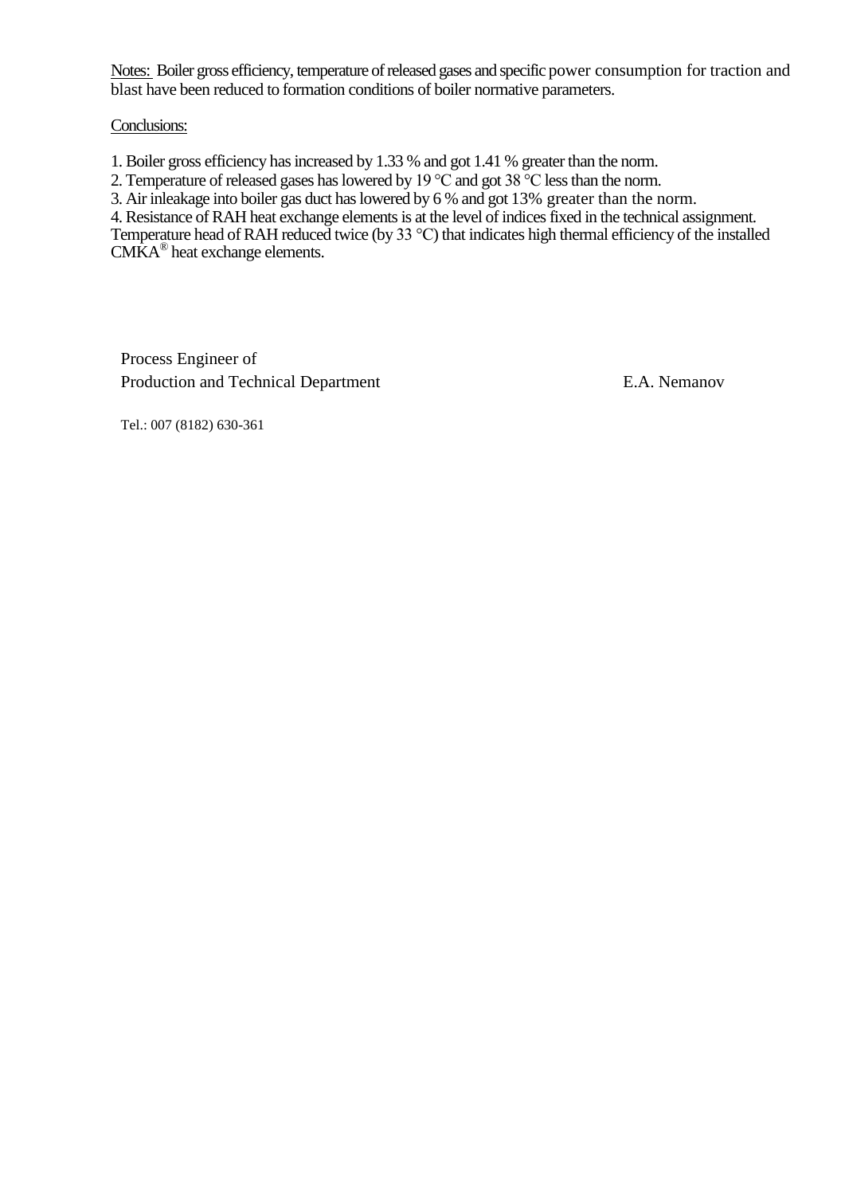Notes: Boiler gross efficiency, temperature of released gases and specific power consumption for traction and blast have been reduced to formation conditions of boiler normative parameters.

Conclusions:

1. Boiler gross efficiency has increased by 1.33 % and got 1.41 % greater than the norm.
2. Temperature of released gases has lowered by 19 °C and got 38 °C less than the norm.
3. Air inleakage into boiler gas duct has lowered by 6 % and got 13% greater than the norm.
4. Resistance of RAH heat exchange elements is at the level of indices fixed in the technical assignment. Temperature head of RAH reduced twice (by 33 °C) that indicates high thermal efficiency of the installed CMKA® heat exchange elements.

Process Engineer of
Production and Technical Department E.A. Nemanov

Tel.: 007 (8182) 630-361